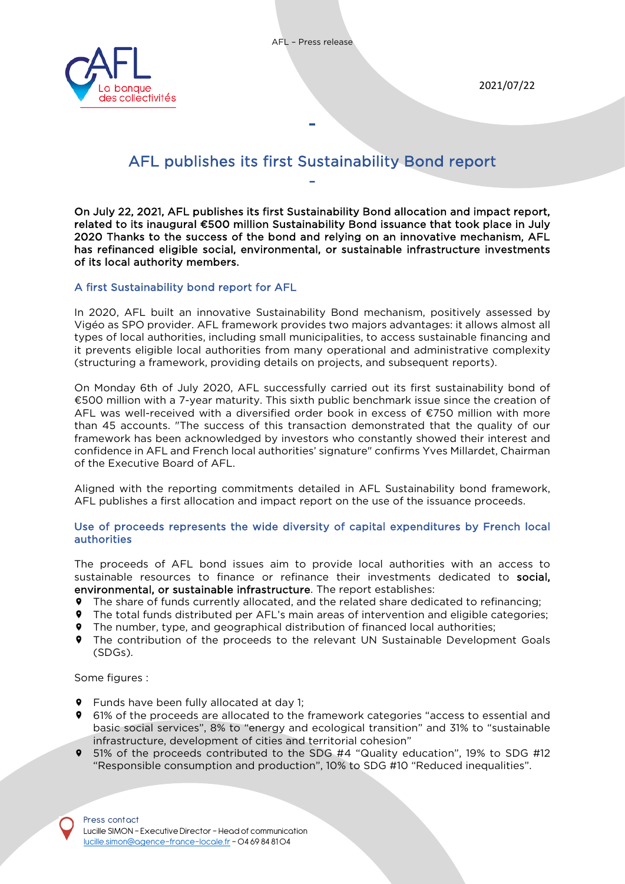2021/07/22

# AFL publishes its first Sustainability Bond report

**On July 22, 2021, AFL publishes its first Sustainability Bond allocation and impact report, related to its inaugural €500 million Sustainability Bond issuance that took place in July 2020 Thanks to the success of the bond and relying on an innovative mechanism, AFL has refinanced eligible social, environmental, or sustainable infrastructure investments of its local authority members.**

## A first Sustainability bond report for AFL

In 2020, AFL built an innovative Sustainability Bond mechanism, positively assessed by Vigéo as SPO provider. AFL framework provides two majors advantages: it allows almost all types of local authorities, including small municipalities, to access sustainable financing and it prevents eligible local authorities from many operational and administrative complexity (structuring a framework, providing details on projects, and subsequent reports).

On Monday 6th of July 2020, AFL successfully carried out its first sustainability bond of €500 million with a 7-year maturity. This sixth public benchmark issue since the creation of AFL was well-received with a diversified order book in excess of €750 million with more than 45 accounts. "The success of this transaction demonstrated that the quality of our framework has been acknowledged by investors who constantly showed their interest and confidence in AFL and French local authorities' signature" confirms Yves Millardet, Chairman of the Executive Board of AFL.

Aligned with the reporting commitments detailed in AFL Sustainability bond framework, AFL publishes a first allocation and impact report on the use of the issuance proceeds.

## Use of proceeds represents the wide diversity of capital expenditures by French local authorities

The proceeds of AFL bond issues aim to provide local authorities with an access to sustainable resources to finance or refinance their investments dedicated to **social, environmental, or sustainable infrastructure**. The report establishes:

- The share of funds currently allocated, and the related share dedicated to refinancing;
- The total funds distributed per AFL's main areas of intervention and eligible categories;
- The number, type, and geographical distribution of financed local authorities;
- The contribution of the proceeds to the relevant UN Sustainable Development Goals (SDGs).

Some figures :

- Funds have been fully allocated at day 1;
- 61% of the proceeds are allocated to the framework categories "access to essential and basic social services", 8% to "energy and ecological transition" and 31% to "sustainable infrastructure, development of cities and territorial cohesion"
- 51% of the proceeds contributed to the SDG #4 "Quality education", 19% to SDG #12 "Responsible consumption and production", 10% to SDG #10 "Reduced inequalities".

Press contact
Lucille SIMON – Executive Director – Head of communication
lucille.simon@agence-france-locale.fr – 04 69 84 81 04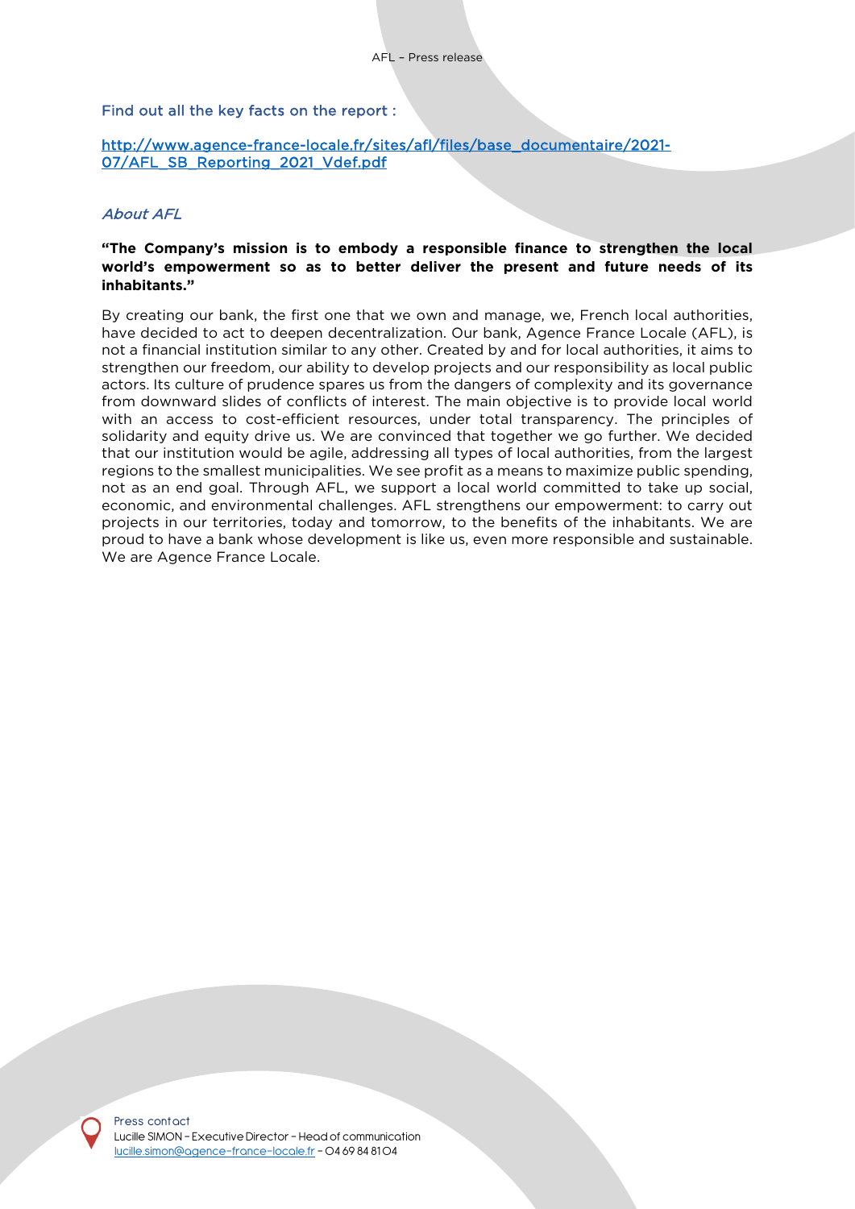Find out all the key facts on the report :

[http://www.agence-france-locale.fr/sites/afl/files/base_documentaire/2021-07/AFL_SB_Reporting_2021_Vdef.pdf](http://www.agence-france-locale.fr/sites/afl/files/base_documentaire/2021-07/AFL_SB_Reporting_2021_Vdef.pdf)

*About AFL*

**"The Company's mission is to embody a responsible finance to strengthen the local world's empowerment so as to better deliver the present and future needs of its inhabitants."**

By creating our bank, the first one that we own and manage, we, French local authorities, have decided to act to deepen decentralization. Our bank, Agence France Locale (AFL), is not a financial institution similar to any other. Created by and for local authorities, it aims to strengthen our freedom, our ability to develop projects and our responsibility as local public actors. Its culture of prudence spares us from the dangers of complexity and its governance from downward slides of conflicts of interest. The main objective is to provide local world with an access to cost-efficient resources, under total transparency. The principles of solidarity and equity drive us. We are convinced that together we go further. We decided that our institution would be agile, addressing all types of local authorities, from the largest regions to the smallest municipalities. We see profit as a means to maximize public spending, not as an end goal. Through AFL, we support a local world committed to take up social, economic, and environmental challenges. AFL strengthens our empowerment: to carry out projects in our territories, today and tomorrow, to the benefits of the inhabitants. We are proud to have a bank whose development is like us, even more responsible and sustainable. We are Agence France Locale.

Press contact
Lucille SIMON – Executive Director – Head of communication
[lucille.simon@agence-france-locale.fr](mailto:lucille.simon@agence-france-locale.fr) – 04 69 84 81 04